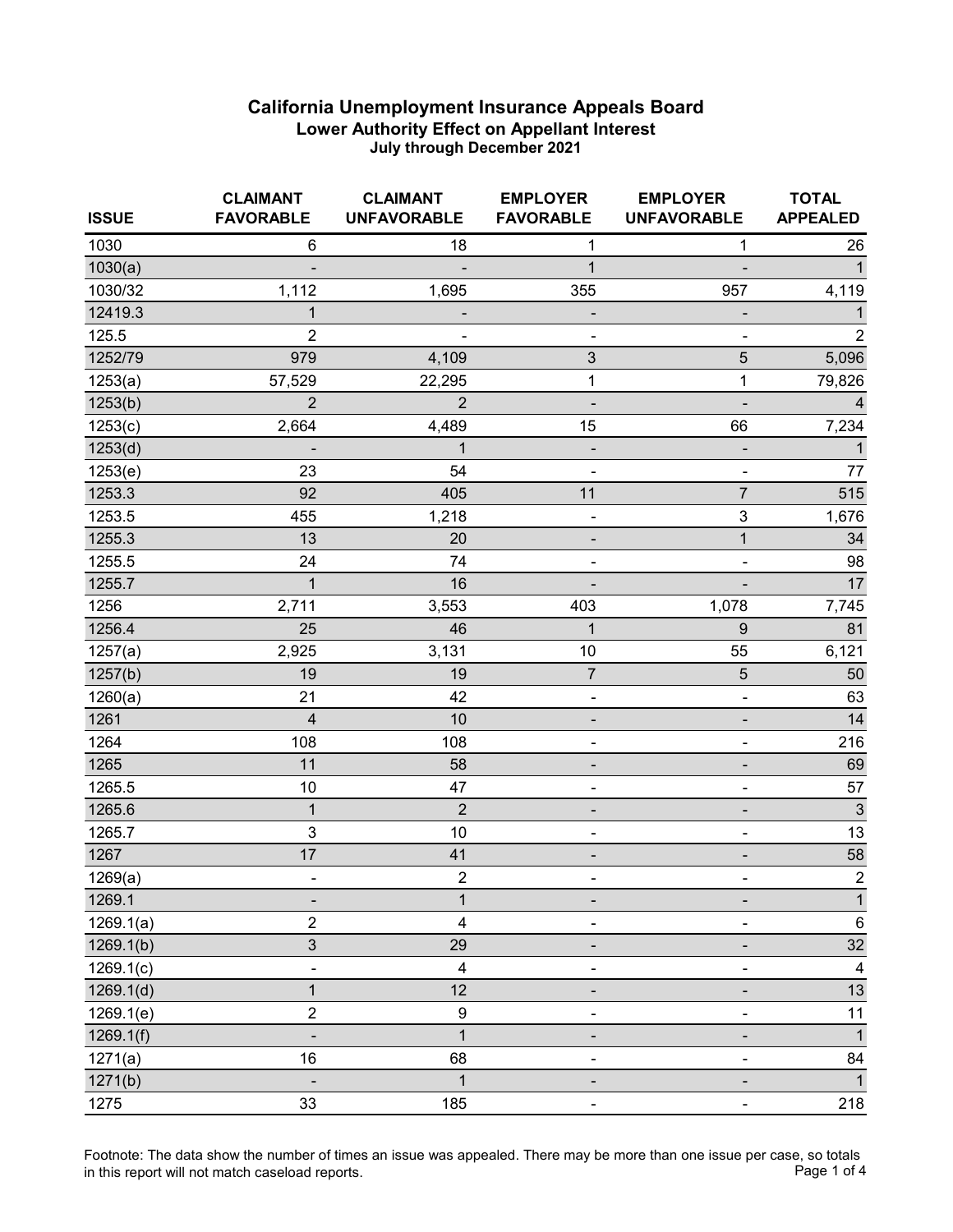# California Unemployment Insurance Appeals Board

## Lower Authority Effect on Appellant Interest

### July through December 2021

| ISSUE | CLAIMANT FAVORABLE | CLAIMANT UNFAVORABLE | EMPLOYER FAVORABLE | EMPLOYER UNFAVORABLE | TOTAL APPEALED |
|---|---|---|---|---|---|
| 1030 | 6 | 18 | 1 | 1 | 26 |
| 1030(a) | - | - | 1 | - | 1 |
| 1030/32 | 1,112 | 1,695 | 355 | 957 | 4,119 |
| 12419.3 | 1 | - | - | - | 1 |
| 125.5 | 2 | - | - | - | 2 |
| 1252/79 | 979 | 4,109 | 3 | 5 | 5,096 |
| 1253(a) | 57,529 | 22,295 | 1 | 1 | 79,826 |
| 1253(b) | 2 | 2 | - | - | 4 |
| 1253(c) | 2,664 | 4,489 | 15 | 66 | 7,234 |
| 1253(d) | - | 1 | - | - | 1 |
| 1253(e) | 23 | 54 | - | - | 77 |
| 1253.3 | 92 | 405 | 11 | 7 | 515 |
| 1253.5 | 455 | 1,218 | - | 3 | 1,676 |
| 1255.3 | 13 | 20 | - | 1 | 34 |
| 1255.5 | 24 | 74 | - | - | 98 |
| 1255.7 | 1 | 16 | - | - | 17 |
| 1256 | 2,711 | 3,553 | 403 | 1,078 | 7,745 |
| 1256.4 | 25 | 46 | 1 | 9 | 81 |
| 1257(a) | 2,925 | 3,131 | 10 | 55 | 6,121 |
| 1257(b) | 19 | 19 | 7 | 5 | 50 |
| 1260(a) | 21 | 42 | - | - | 63 |
| 1261 | 4 | 10 | - | - | 14 |
| 1264 | 108 | 108 | - | - | 216 |
| 1265 | 11 | 58 | - | - | 69 |
| 1265.5 | 10 | 47 | - | - | 57 |
| 1265.6 | 1 | 2 | - | - | 3 |
| 1265.7 | 3 | 10 | - | - | 13 |
| 1267 | 17 | 41 | - | - | 58 |
| 1269(a) | - | 2 | - | - | 2 |
| 1269.1 | - | 1 | - | - | 1 |
| 1269.1(a) | 2 | 4 | - | - | 6 |
| 1269.1(b) | 3 | 29 | - | - | 32 |
| 1269.1(c) | - | 4 | - | - | 4 |
| 1269.1(d) | 1 | 12 | - | - | 13 |
| 1269.1(e) | 2 | 9 | - | - | 11 |
| 1269.1(f) | - | 1 | - | - | 1 |
| 1271(a) | 16 | 68 | - | - | 84 |
| 1271(b) | - | 1 | - | - | 1 |
| 1275 | 33 | 185 | - | - | 218 |

Footnote: The data show the number of times an issue was appealed. There may be more than one issue per case, so totals in this report will not match caseload reports.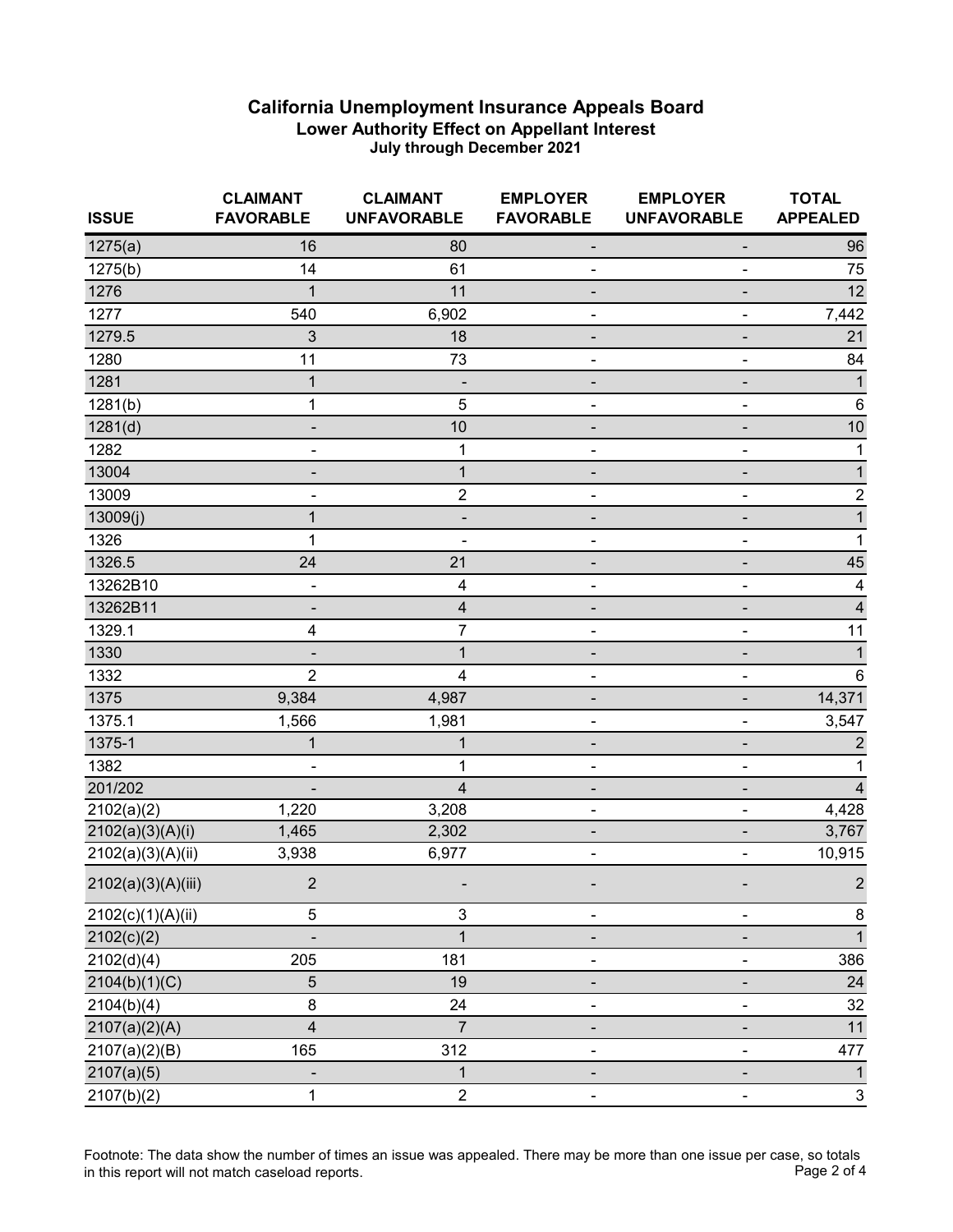## California Unemployment Insurance Appeals Board

### Lower Authority Effect on Appellant Interest

#### July through December 2021

| ISSUE | CLAIMANT FAVORABLE | CLAIMANT UNFAVORABLE | EMPLOYER FAVORABLE | EMPLOYER UNFAVORABLE | TOTAL APPEALED |
|---|---|---|---|---|---|
| 1275(a) | 16 | 80 | - | - | 96 |
| 1275(b) | 14 | 61 | - | - | 75 |
| 1276 | 1 | 11 | - | - | 12 |
| 1277 | 540 | 6,902 | - | - | 7,442 |
| 1279.5 | 3 | 18 | - | - | 21 |
| 1280 | 11 | 73 | - | - | 84 |
| 1281 | 1 | - | - | - | 1 |
| 1281(b) | 1 | 5 | - | - | 6 |
| 1281(d) | - | 10 | - | - | 10 |
| 1282 | - | 1 | - | - | 1 |
| 13004 | - | 1 | - | - | 1 |
| 13009 | - | 2 | - | - | 2 |
| 13009(j) | 1 | - | - | - | 1 |
| 1326 | 1 | - | - | - | 1 |
| 1326.5 | 24 | 21 | - | - | 45 |
| 13262B10 | - | 4 | - | - | 4 |
| 13262B11 | - | 4 | - | - | 4 |
| 1329.1 | 4 | 7 | - | - | 11 |
| 1330 | - | 1 | - | - | 1 |
| 1332 | 2 | 4 | - | - | 6 |
| 1375 | 9,384 | 4,987 | - | - | 14,371 |
| 1375.1 | 1,566 | 1,981 | - | - | 3,547 |
| 1375-1 | 1 | 1 | - | - | 2 |
| 1382 | - | 1 | - | - | 1 |
| 201/202 | - | 4 | - | - | 4 |
| 2102(a)(2) | 1,220 | 3,208 | - | - | 4,428 |
| 2102(a)(3)(A)(i) | 1,465 | 2,302 | - | - | 3,767 |
| 2102(a)(3)(A)(ii) | 3,938 | 6,977 | - | - | 10,915 |
| 2102(a)(3)(A)(iii) | 2 | - | - | - | 2 |
| 2102(c)(1)(A)(ii) | 5 | 3 | - | - | 8 |
| 2102(c)(2) | - | 1 | - | - | 1 |
| 2102(d)(4) | 205 | 181 | - | - | 386 |
| 2104(b)(1)(C) | 5 | 19 | - | - | 24 |
| 2104(b)(4) | 8 | 24 | - | - | 32 |
| 2107(a)(2)(A) | 4 | 7 | - | - | 11 |
| 2107(a)(2)(B) | 165 | 312 | - | - | 477 |
| 2107(a)(5) | - | 1 | - | - | 1 |
| 2107(b)(2) | 1 | 2 | - | - | 3 |

Footnote: The data show the number of times an issue was appealed. There may be more than one issue per case, so totals in this report will not match caseload reports.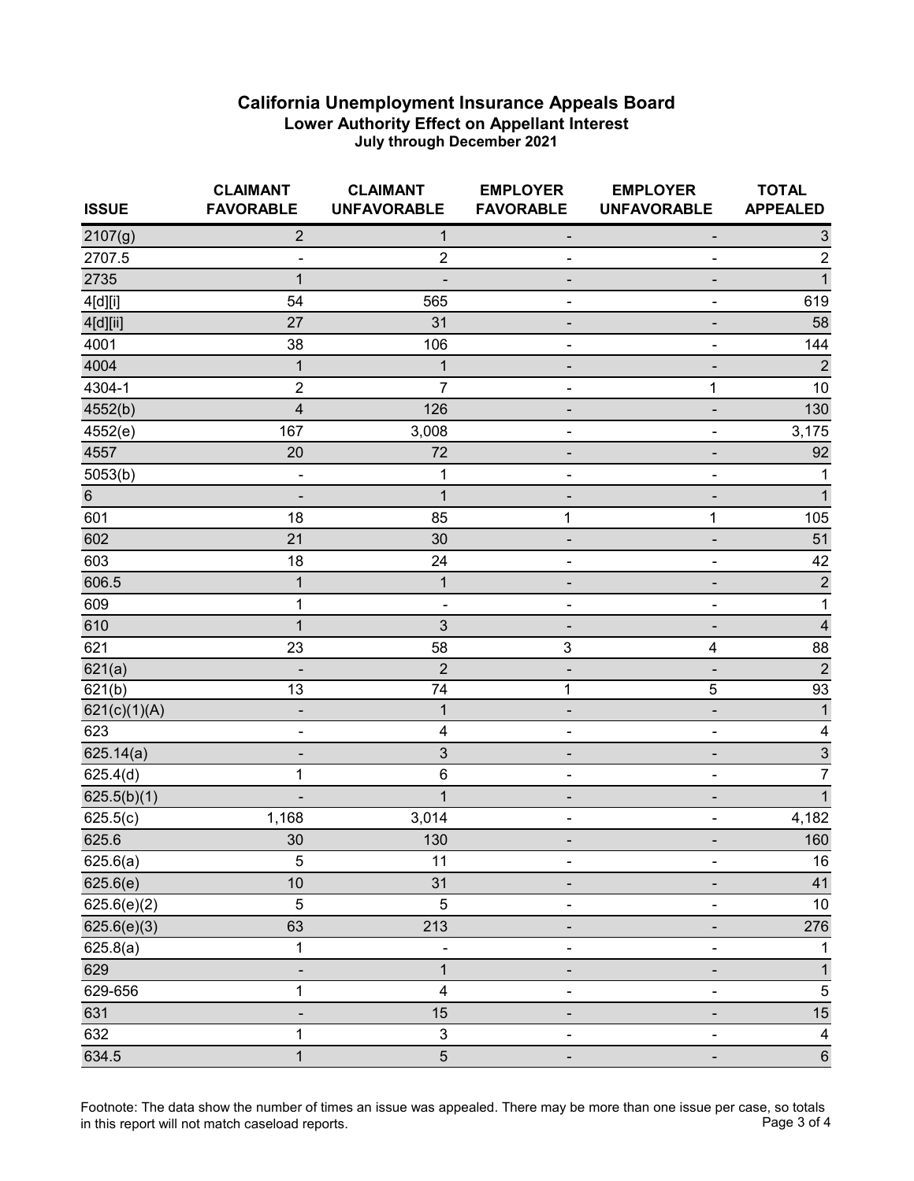# California Unemployment Insurance Appeals Board

## Lower Authority Effect on Appellant Interest

### July through December 2021

| ISSUE | CLAIMANT FAVORABLE | CLAIMANT UNFAVORABLE | EMPLOYER FAVORABLE | EMPLOYER UNFAVORABLE | TOTAL APPEALED |
|---|---|---|---|---|---|
| 2107(g) | 2 | 1 | - | - | 3 |
| 2707.5 | - | 2 | - | - | 2 |
| 2735 | 1 | - | - | - | 1 |
| 4[d][i] | 54 | 565 | - | - | 619 |
| 4[d][ii] | 27 | 31 | - | - | 58 |
| 4001 | 38 | 106 | - | - | 144 |
| 4004 | 1 | 1 | - | - | 2 |
| 4304-1 | 2 | 7 | - | 1 | 10 |
| 4552(b) | 4 | 126 | - | - | 130 |
| 4552(e) | 167 | 3,008 | - | - | 3,175 |
| 4557 | 20 | 72 | - | - | 92 |
| 5053(b) | - | 1 | - | - | 1 |
| 6 | - | 1 | - | - | 1 |
| 601 | 18 | 85 | 1 | 1 | 105 |
| 602 | 21 | 30 | - | - | 51 |
| 603 | 18 | 24 | - | - | 42 |
| 606.5 | 1 | 1 | - | - | 2 |
| 609 | 1 | - | - | - | 1 |
| 610 | 1 | 3 | - | - | 4 |
| 621 | 23 | 58 | 3 | 4 | 88 |
| 621(a) | - | 2 | - | - | 2 |
| 621(b) | 13 | 74 | 1 | 5 | 93 |
| 621(c)(1)(A) | - | 1 | - | - | 1 |
| 623 | - | 4 | - | - | 4 |
| 625.14(a) | - | 3 | - | - | 3 |
| 625.4(d) | 1 | 6 | - | - | 7 |
| 625.5(b)(1) | - | 1 | - | - | 1 |
| 625.5(c) | 1,168 | 3,014 | - | - | 4,182 |
| 625.6 | 30 | 130 | - | - | 160 |
| 625.6(a) | 5 | 11 | - | - | 16 |
| 625.6(e) | 10 | 31 | - | - | 41 |
| 625.6(e)(2) | 5 | 5 | - | - | 10 |
| 625.6(e)(3) | 63 | 213 | - | - | 276 |
| 625.8(a) | 1 | - | - | - | 1 |
| 629 | - | 1 | - | - | 1 |
| 629-656 | 1 | 4 | - | - | 5 |
| 631 | - | 15 | - | - | 15 |
| 632 | 1 | 3 | - | - | 4 |
| 634.5 | 1 | 5 | - | - | 6 |

Footnote: The data show the number of times an issue was appealed. There may be more than one issue per case, so totals in this report will not match caseload reports.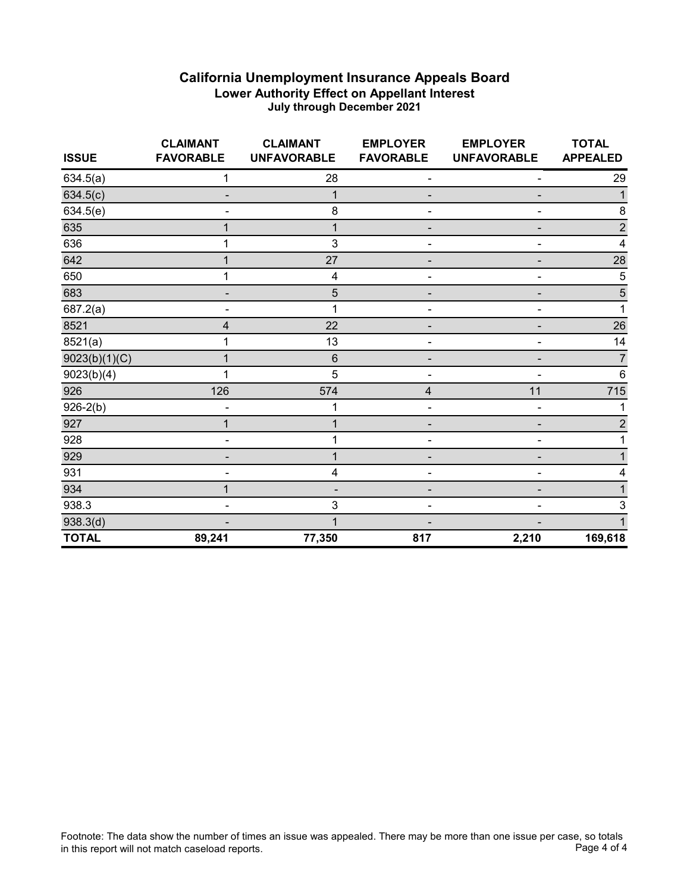# California Unemployment Insurance Appeals Board

## Lower Authority Effect on Appellant Interest

### July through December 2021

| ISSUE | CLAIMANT FAVORABLE | CLAIMANT UNFAVORABLE | EMPLOYER FAVORABLE | EMPLOYER UNFAVORABLE | TOTAL APPEALED |
|---|---|---|---|---|---|
| 634.5(a) | 1 | 28 | - | - | 29 |
| 634.5(c) | - | 1 | - | - | 1 |
| 634.5(e) | - | 8 | - | - | 8 |
| 635 | 1 | 1 | - | - | 2 |
| 636 | 1 | 3 | - | - | 4 |
| 642 | 1 | 27 | - | - | 28 |
| 650 | 1 | 4 | - | - | 5 |
| 683 | - | 5 | - | - | 5 |
| 687.2(a) | - | 1 | - | - | 1 |
| 8521 | 4 | 22 | - | - | 26 |
| 8521(a) | 1 | 13 | - | - | 14 |
| 9023(b)(1)(C) | 1 | 6 | - | - | 7 |
| 9023(b)(4) | 1 | 5 | - | - | 6 |
| 926 | 126 | 574 | 4 | 11 | 715 |
| 926-2(b) | - | 1 | - | - | 1 |
| 927 | 1 | 1 | - | - | 2 |
| 928 | - | 1 | - | - | 1 |
| 929 | - | 1 | - | - | 1 |
| 931 | - | 4 | - | - | 4 |
| 934 | 1 | - | - | - | 1 |
| 938.3 | - | 3 | - | - | 3 |
| 938.3(d) | - | 1 | - | - | 1 |
| **TOTAL** | **89,241** | **77,350** | **817** | **2,210** | **169,618** |

Footnote: The data show the number of times an issue was appealed. There may be more than one issue per case, so totals in this report will not match caseload reports.